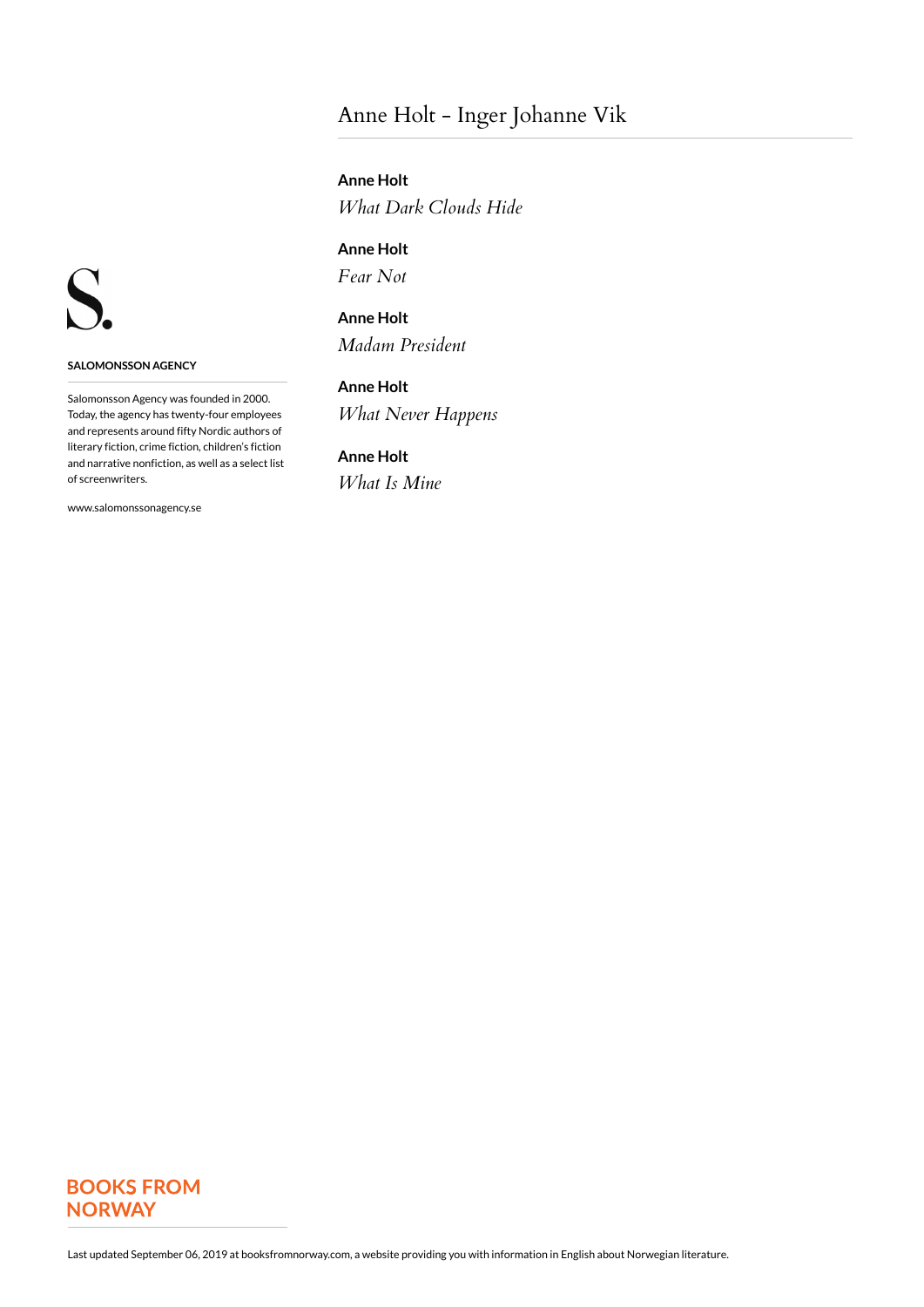# Anne Holt - Inger Johanne Vik

**Anne Holt**
*What Dark Clouds Hide*

**Anne Holt**
*Fear Not*

**Anne Holt**
*Madam President*

**Anne Holt**
*What Never Happens*

**Anne Holt**
*What Is Mine*

S.

**SALOMONSSON AGENCY**

Salomonsson Agency was founded in 2000. Today, the agency has twenty-four employees and represents around fifty Nordic authors of literary fiction, crime fiction, children's fiction and narrative nonfiction, as well as a select list of screenwriters.

www.salomonssonagency.se

**BOOKS FROM NORWAY**

Last updated September 06, 2019 at booksfromnorway.com, a website providing you with information in English about Norwegian literature.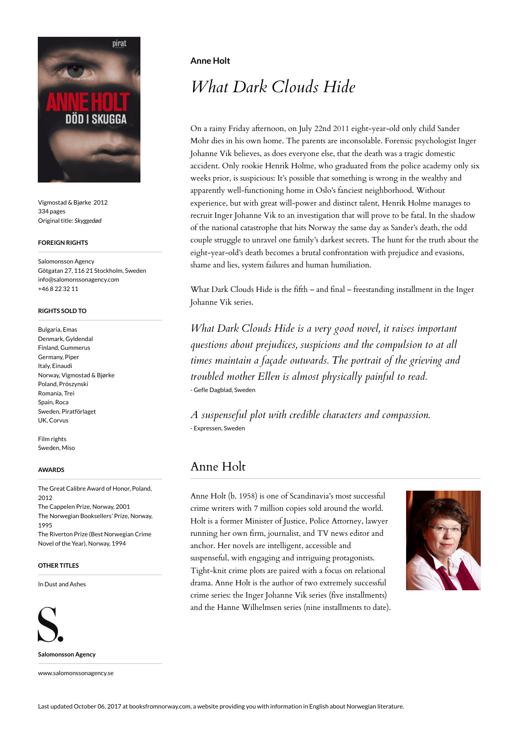**Anne Holt**

# *What Dark Clouds Hide*

On a rainy Friday afternoon, on July 22nd 2011 eight-year-old only child Sander Mohr dies in his own home. The parents are inconsolable. Forensic psychologist Inger Johanne Vik believes, as does everyone else, that the death was a tragic domestic accident. Only rookie Henrik Holme, who graduated from the police academy only six weeks prior, is suspicious: It's possible that something is wrong in the wealthy and apparently well-functioning home in Oslo's fanciest neighborhood. Without experience, but with great will-power and distinct talent, Henrik Holme manages to recruit Inger Johanne Vik to an investigation that will prove to be fatal. In the shadow of the national catastrophe that hits Norway the same day as Sander's death, the odd couple struggle to unravel one family's darkest secrets. The hunt for the truth about the eight-year-old's death becomes a brutal confrontation with prejudice and evasions, shame and lies, system failures and human humiliation.

What Dark Clouds Hide is the fifth – and final – freestanding installment in the Inger Johanne Vik series.

*What Dark Clouds Hide is a very good novel, it raises important questions about prejudices, suspicions and the compulsion to at all times maintain a façade outwards. The portrait of the grieving and troubled mother Ellen is almost physically painful to read.*
- Gefle Dagblad, Sweden

*A suspenseful plot with credible characters and compassion.*
- Expressen, Sweden

## Anne Holt

Anne Holt (b. 1958) is one of Scandinavia's most successful crime writers with 7 million copies sold around the world. Holt is a former Minister of Justice, Police Attorney, lawyer running her own firm, journalist, and TV news editor and anchor. Her novels are intelligent, accessible and suspenseful, with engaging and intriguing protagonists. Tight-knit crime plots are paired with a focus on relational drama. Anne Holt is the author of two extremely successful crime series: the Inger Johanne Vik series (five installments) and the Hanne Wilhelmsen series (nine installments to date).

Vigmostad & Bjørke 2012
334 pages
Original title: *Skyggedød*

**FOREIGN RIGHTS**

Salomonsson Agency
Götgatan 27, 116 21 Stockholm, Sweden
info@salomonssonagency.com
+46 8 22 32 11

**RIGHTS SOLD TO**

Bulgaria, Emas
Denmark, Gyldendal
Finland, Gummerus
Germany, Piper
Italy, Einaudi
Norway, Vigmostad & Bjørke
Poland, Prószynski
Romania, Trei
Spain, Roca
Sweden, Piratförlaget
UK, Corvus

Film rights
Sweden, Miso

**AWARDS**

The Great Calibre Award of Honor, Poland, 2012
The Cappelen Prize, Norway, 2001
The Norwegian Booksellers' Prize, Norway, 1995
The Riverton Prize (Best Norwegian Crime Novel of the Year), Norway, 1994

**OTHER TITLES**

In Dust and Ashes

**Salomonsson Agency**

www.salomonssonagency.se

Last updated October 06, 2017 at booksfromnorway.com, a website providing you with information in English about Norwegian literature.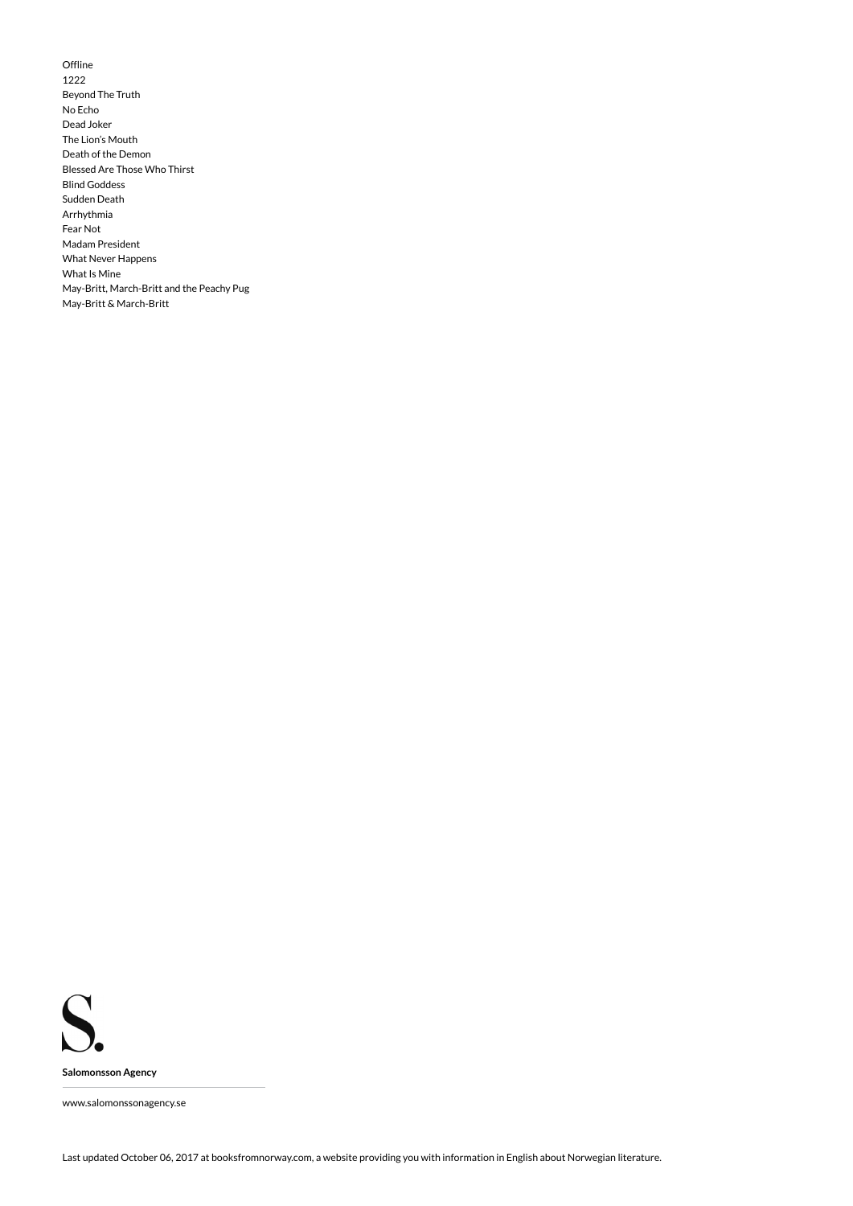Offline
1222
Beyond The Truth
No Echo
Dead Joker
The Lion's Mouth
Death of the Demon
Blessed Are Those Who Thirst
Blind Goddess
Sudden Death
Arrhythmia
Fear Not
Madam President
What Never Happens
What Is Mine
May-Britt, March-Britt and the Peachy Pug
May-Britt & March-Britt

S.

**Salomonsson Agency**

www.salomonssonagency.se

Last updated October 06, 2017 at booksfromnorway.com, a website providing you with information in English about Norwegian literature.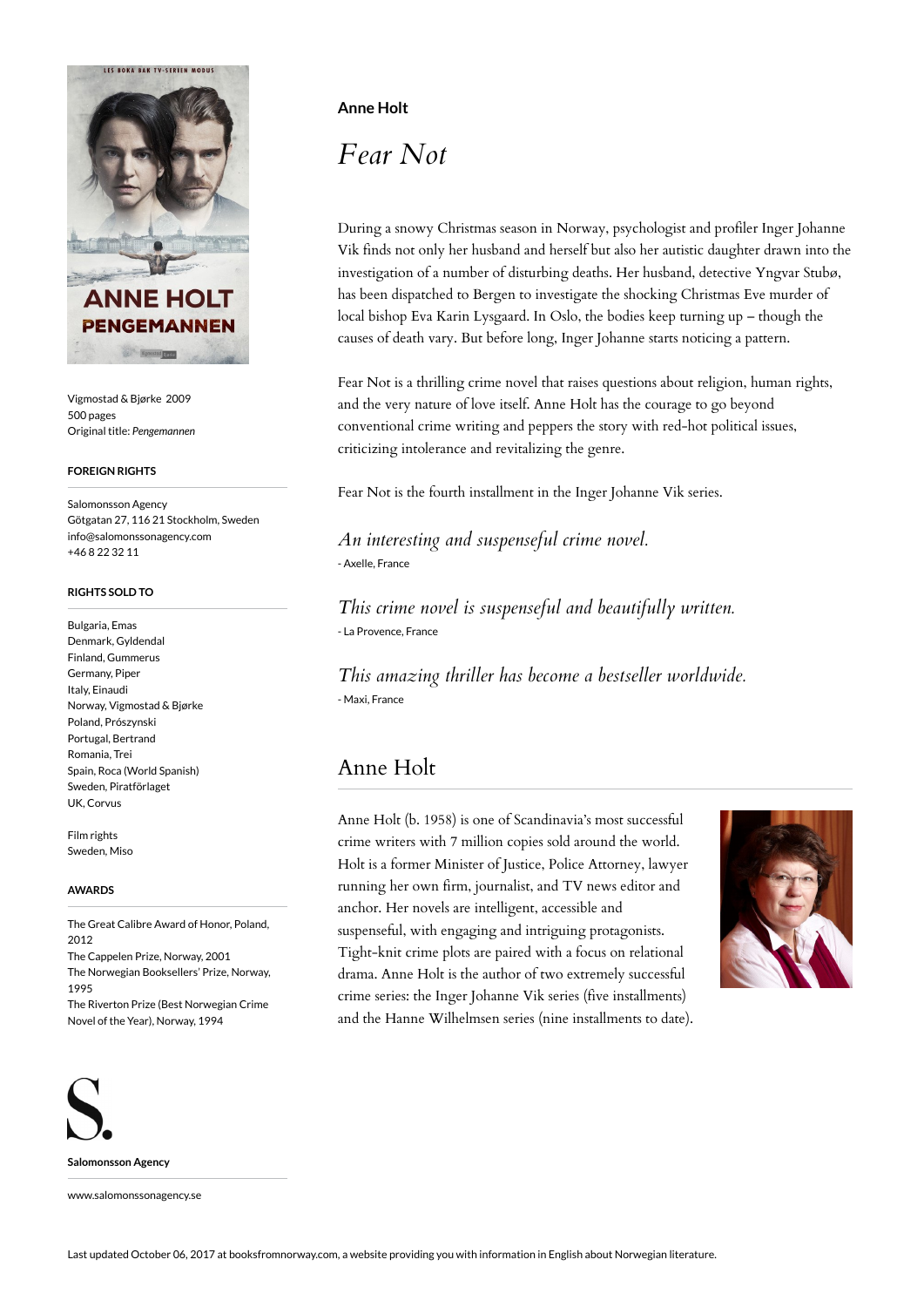Vigmostad & Bjørke 2009
500 pages
Original title: *Pengemannen*

#### FOREIGN RIGHTS

Salomonsson Agency
Götgatan 27, 116 21 Stockholm, Sweden
info@salomonssonagency.com
+46 8 22 32 11

#### RIGHTS SOLD TO

Bulgaria, Emas
Denmark, Gyldendal
Finland, Gummerus
Germany, Piper
Italy, Einaudi
Norway, Vigmostad & Bjørke
Poland, Prószynski
Portugal, Bertrand
Romania, Trei
Spain, Roca (World Spanish)
Sweden, Piratförlaget
UK, Corvus

Film rights
Sweden, Miso

#### AWARDS

The Great Calibre Award of Honor, Poland, 2012
The Cappelen Prize, Norway, 2001
The Norwegian Booksellers' Prize, Norway, 1995
The Riverton Prize (Best Norwegian Crime Novel of the Year), Norway, 1994

**Salomonsson Agency**

www.salomonssonagency.se

**Anne Holt**

# *Fear Not*

During a snowy Christmas season in Norway, psychologist and profiler Inger Johanne Vik finds not only her husband and herself but also her autistic daughter drawn into the investigation of a number of disturbing deaths. Her husband, detective Yngvar Stubø, has been dispatched to Bergen to investigate the shocking Christmas Eve murder of local bishop Eva Karin Lysgaard. In Oslo, the bodies keep turning up – though the causes of death vary. But before long, Inger Johanne starts noticing a pattern.

Fear Not is a thrilling crime novel that raises questions about religion, human rights, and the very nature of love itself. Anne Holt has the courage to go beyond conventional crime writing and peppers the story with red-hot political issues, criticizing intolerance and revitalizing the genre.

Fear Not is the fourth installment in the Inger Johanne Vik series.

*An interesting and suspenseful crime novel.*
- Axelle, France

*This crime novel is suspenseful and beautifully written.*
- La Provence, France

*This amazing thriller has become a bestseller worldwide.*
- Maxi, France

## Anne Holt

Anne Holt (b. 1958) is one of Scandinavia's most successful crime writers with 7 million copies sold around the world. Holt is a former Minister of Justice, Police Attorney, lawyer running her own firm, journalist, and TV news editor and anchor. Her novels are intelligent, accessible and suspenseful, with engaging and intriguing protagonists. Tight-knit crime plots are paired with a focus on relational drama. Anne Holt is the author of two extremely successful crime series: the Inger Johanne Vik series (five installments) and the Hanne Wilhelmsen series (nine installments to date).

Last updated October 06, 2017 at booksfromnorway.com, a website providing you with information in English about Norwegian literature.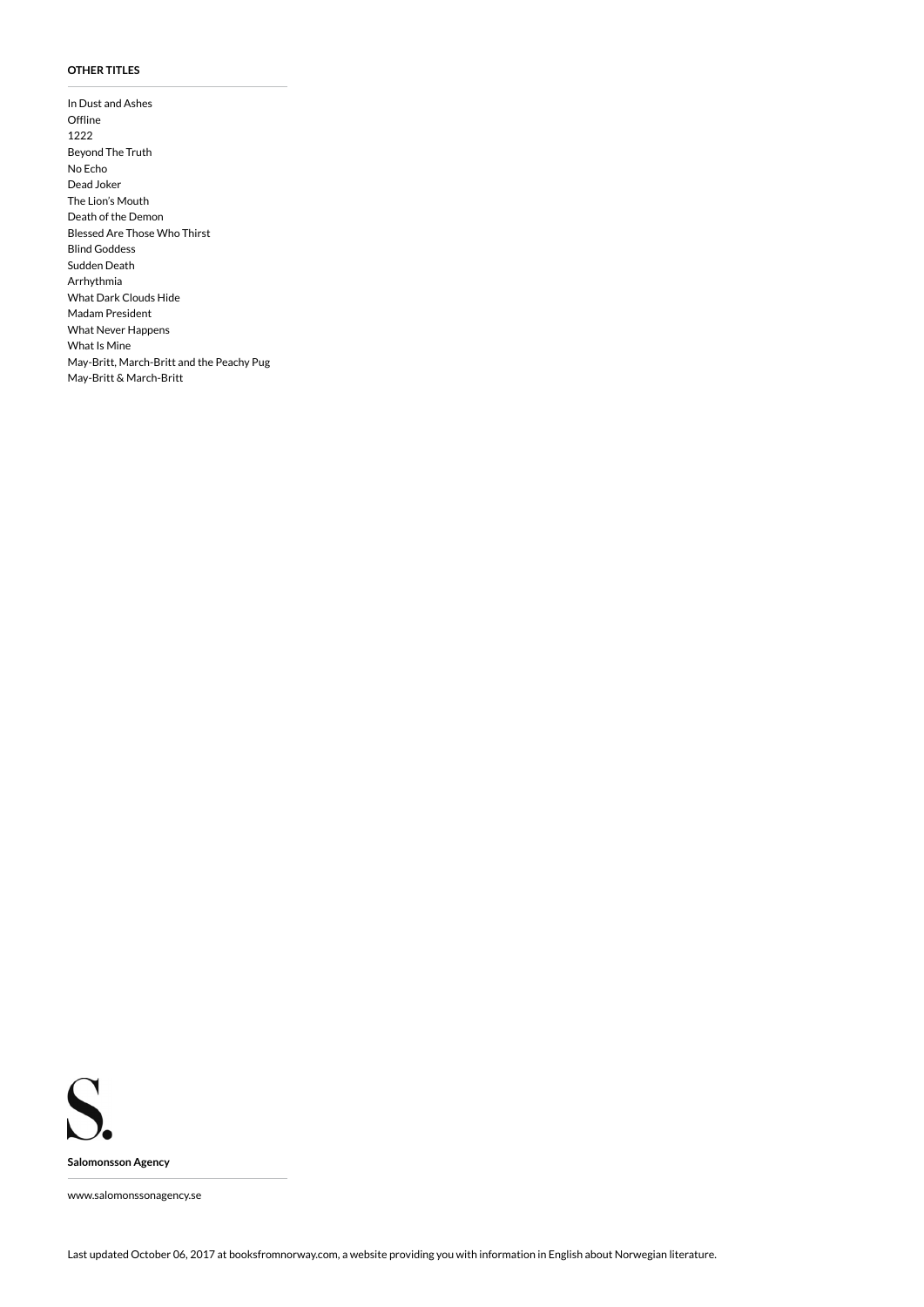**OTHER TITLES**

In Dust and Ashes
Offline
1222
Beyond The Truth
No Echo
Dead Joker
The Lion's Mouth
Death of the Demon
Blessed Are Those Who Thirst
Blind Goddess
Sudden Death
Arrhythmia
What Dark Clouds Hide
Madam President
What Never Happens
What Is Mine
May-Britt, March-Britt and the Peachy Pug
May-Britt & March-Britt

S.

**Salomonsson Agency**

www.salomonssonagency.se

Last updated October 06, 2017 at booksfromnorway.com, a website providing you with information in English about Norwegian literature.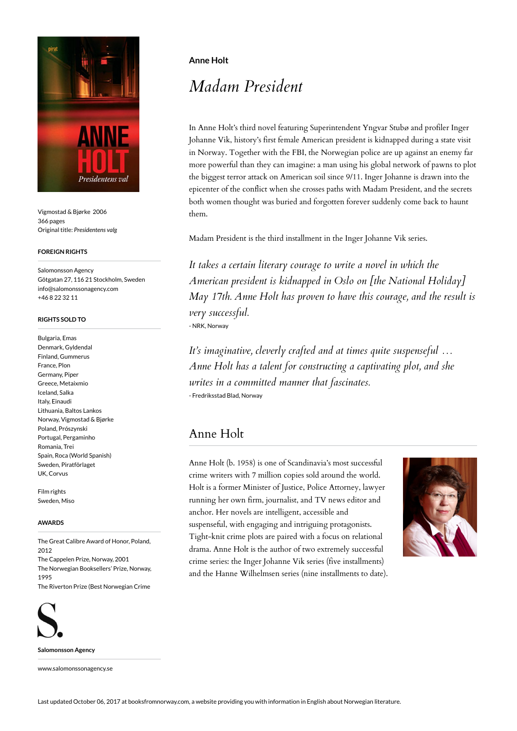**Anne Holt**

# *Madam President*

In Anne Holt's third novel featuring Superintendent Yngvar Stubø and profiler Inger Johanne Vik, history's first female American president is kidnapped during a state visit in Norway. Together with the FBI, the Norwegian police are up against an enemy far more powerful than they can imagine: a man using his global network of pawns to plot the biggest terror attack on American soil since 9/11. Inger Johanne is drawn into the epicenter of the conflict when she crosses paths with Madam President, and the secrets both women thought was buried and forgotten forever suddenly come back to haunt them.

Madam President is the third installment in the Inger Johanne Vik series.

*It takes a certain literary courage to write a novel in which the American president is kidnapped in Oslo on [the National Holiday] May 17th. Anne Holt has proven to have this courage, and the result is very successful.*

- NRK, Norway

*It's imaginative, cleverly crafted and at times quite suspenseful … Anne Holt has a talent for constructing a captivating plot, and she writes in a committed manner that fascinates.*

- Fredriksstad Blad, Norway

## Anne Holt

Anne Holt (b. 1958) is one of Scandinavia's most successful crime writers with 7 million copies sold around the world. Holt is a former Minister of Justice, Police Attorney, lawyer running her own firm, journalist, and TV news editor and anchor. Her novels are intelligent, accessible and suspenseful, with engaging and intriguing protagonists. Tight-knit crime plots are paired with a focus on relational drama. Anne Holt is the author of two extremely successful crime series: the Inger Johanne Vik series (five installments) and the Hanne Wilhelmsen series (nine installments to date).

Vigmostad & Bjørke 2006
366 pages
Original title: *Presidentens valg*

#### FOREIGN RIGHTS

Salomonsson Agency
Götgatan 27, 116 21 Stockholm, Sweden
info@salomonssonagency.com
+46 8 22 32 11

#### RIGHTS SOLD TO

Bulgaria, Emas
Denmark, Gyldendal
Finland, Gummerus
France, Plon
Germany, Piper
Greece, Metaixmio
Iceland, Salka
Italy, Einaudi
Lithuania, Baltos Lankos
Norway, Vigmostad & Bjørke
Poland, Prószynski
Portugal, Pergaminho
Romania, Trei
Spain, Roca (World Spanish)
Sweden, Piratförlaget
UK, Corvus

Film rights
Sweden, Miso

#### AWARDS

The Great Calibre Award of Honor, Poland, 2012
The Cappelen Prize, Norway, 2001
The Norwegian Booksellers' Prize, Norway, 1995
The Riverton Prize (Best Norwegian Crime

**Salomonsson Agency**

www.salomonssonagency.se

Last updated October 06, 2017 at booksfromnorway.com, a website providing you with information in English about Norwegian literature.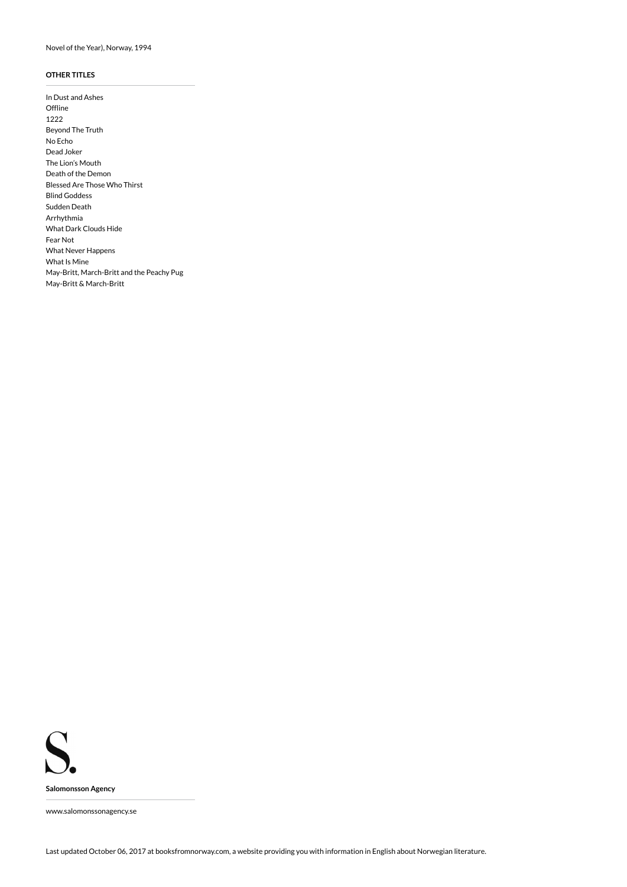Novel of the Year), Norway, 1994

**OTHER TITLES**

In Dust and Ashes
Offline
1222
Beyond The Truth
No Echo
Dead Joker
The Lion's Mouth
Death of the Demon
Blessed Are Those Who Thirst
Blind Goddess
Sudden Death
Arrhythmia
What Dark Clouds Hide
Fear Not
What Never Happens
What Is Mine
May-Britt, March-Britt and the Peachy Pug
May-Britt & March-Britt

**Salomonsson Agency**

www.salomonssonagency.se

Last updated October 06, 2017 at booksfromnorway.com, a website providing you with information in English about Norwegian literature.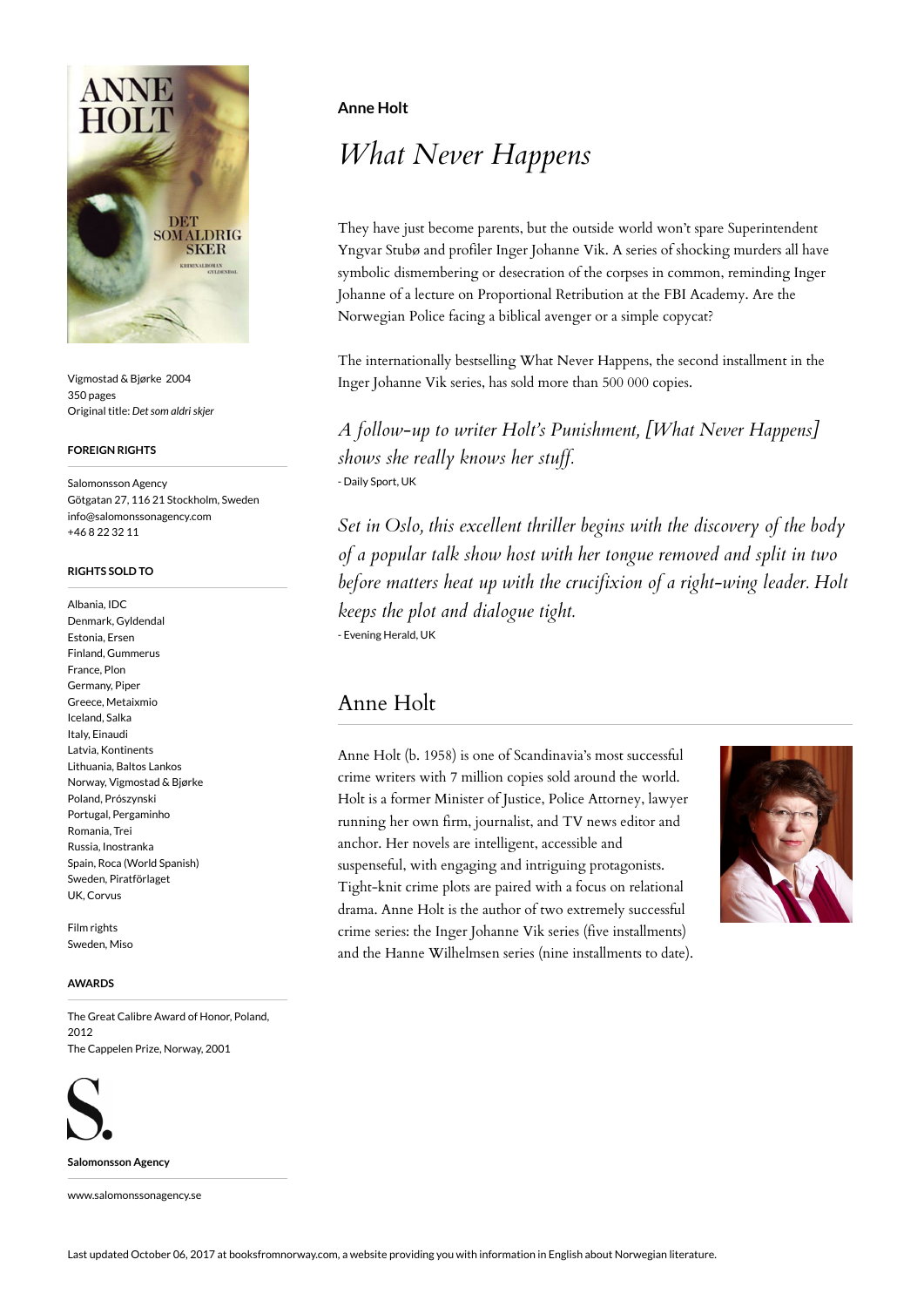**Anne Holt**

# *What Never Happens*

They have just become parents, but the outside world won't spare Superintendent Yngvar Stubø and profiler Inger Johanne Vik. A series of shocking murders all have symbolic dismembering or desecration of the corpses in common, reminding Inger Johanne of a lecture on Proportional Retribution at the FBI Academy. Are the Norwegian Police facing a biblical avenger or a simple copycat?

The internationally bestselling What Never Happens, the second installment in the Inger Johanne Vik series, has sold more than 500 000 copies.

*A follow-up to writer Holt's Punishment, [What Never Happens] shows she really knows her stuff.*
- Daily Sport, UK

*Set in Oslo, this excellent thriller begins with the discovery of the body of a popular talk show host with her tongue removed and split in two before matters heat up with the crucifixion of a right-wing leader. Holt keeps the plot and dialogue tight.*
- Evening Herald, UK

## Anne Holt

Anne Holt (b. 1958) is one of Scandinavia's most successful crime writers with 7 million copies sold around the world. Holt is a former Minister of Justice, Police Attorney, lawyer running her own firm, journalist, and TV news editor and anchor. Her novels are intelligent, accessible and suspenseful, with engaging and intriguing protagonists. Tight-knit crime plots are paired with a focus on relational drama. Anne Holt is the author of two extremely successful crime series: the Inger Johanne Vik series (five installments) and the Hanne Wilhelmsen series (nine installments to date).

Vigmostad & Bjørke 2004
350 pages
Original title: *Det som aldri skjer*

**FOREIGN RIGHTS**

Salomonsson Agency
Götgatan 27, 116 21 Stockholm, Sweden
info@salomonssonagency.com
+46 8 22 32 11

**RIGHTS SOLD TO**

Albania, IDC
Denmark, Gyldendal
Estonia, Ersen
Finland, Gummerus
France, Plon
Germany, Piper
Greece, Metaixmio
Iceland, Salka
Italy, Einaudi
Latvia, Kontinents
Lithuania, Baltos Lankos
Norway, Vigmostad & Bjørke
Poland, Prószynski
Portugal, Pergaminho
Romania, Trei
Russia, Inostranka
Spain, Roca (World Spanish)
Sweden, Piratförlaget
UK, Corvus

Film rights
Sweden, Miso

**AWARDS**

The Great Calibre Award of Honor, Poland, 2012
The Cappelen Prize, Norway, 2001

**Salomonsson Agency**

www.salomonssonagency.se

Last updated October 06, 2017 at booksfromnorway.com, a website providing you with information in English about Norwegian literature.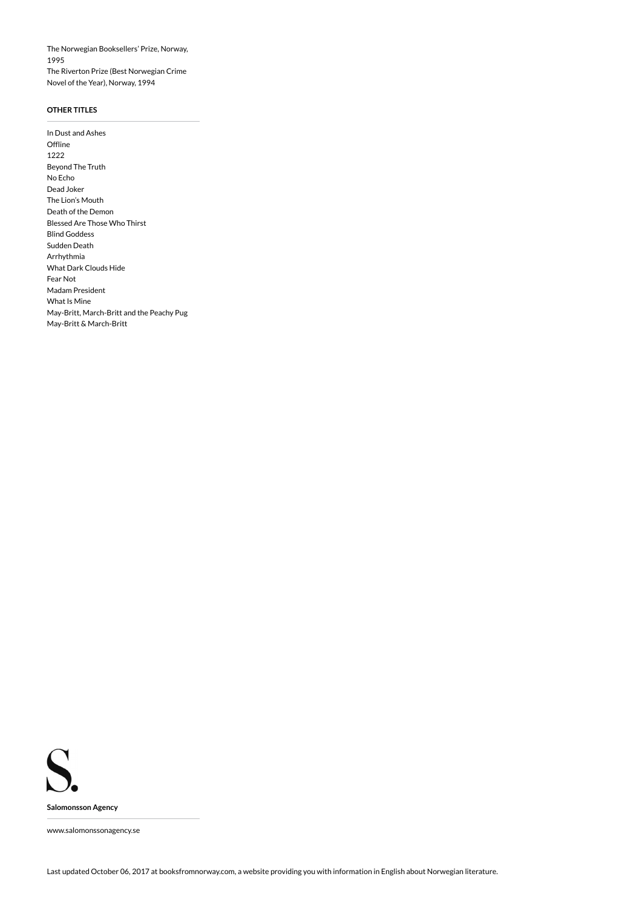The Norwegian Booksellers' Prize, Norway, 1995
The Riverton Prize (Best Norwegian Crime Novel of the Year), Norway, 1994

**OTHER TITLES**

In Dust and Ashes
Offline
1222
Beyond The Truth
No Echo
Dead Joker
The Lion's Mouth
Death of the Demon
Blessed Are Those Who Thirst
Blind Goddess
Sudden Death
Arrhythmia
What Dark Clouds Hide
Fear Not
Madam President
What Is Mine
May-Britt, March-Britt and the Peachy Pug
May-Britt & March-Britt

S.

**Salomonsson Agency**

www.salomonssonagency.se

Last updated October 06, 2017 at booksfromnorway.com, a website providing you with information in English about Norwegian literature.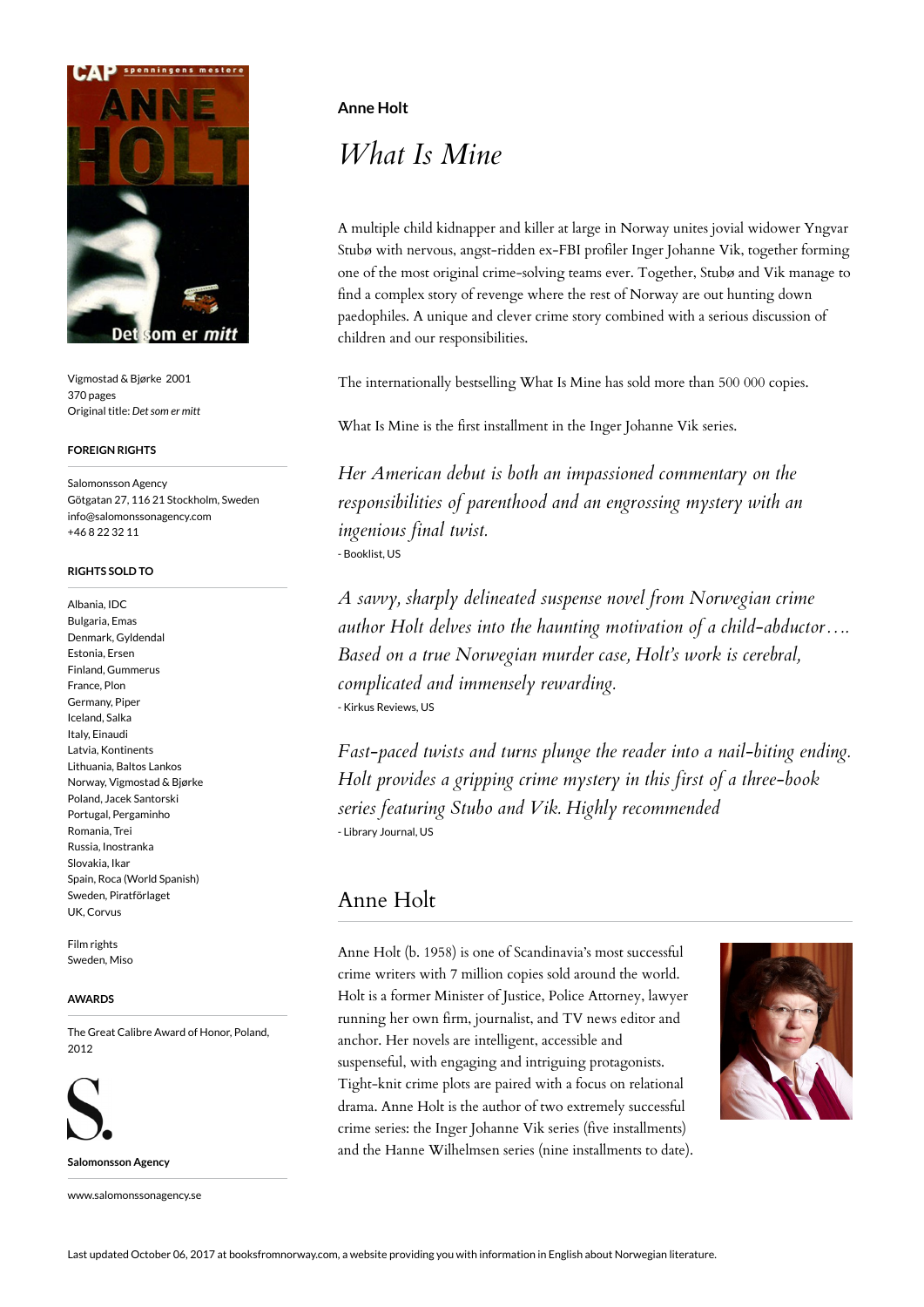**Anne Holt**

# *What Is Mine*

A multiple child kidnapper and killer at large in Norway unites jovial widower Yngvar Stubø with nervous, angst-ridden ex-FBI profiler Inger Johanne Vik, together forming one of the most original crime-solving teams ever. Together, Stubø and Vik manage to find a complex story of revenge where the rest of Norway are out hunting down paedophiles. A unique and clever crime story combined with a serious discussion of children and our responsibilities.

The internationally bestselling What Is Mine has sold more than 500 000 copies.

What Is Mine is the first installment in the Inger Johanne Vik series.

*Her American debut is both an impassioned commentary on the responsibilities of parenthood and an engrossing mystery with an ingenious final twist.*
- Booklist, US

*A savvy, sharply delineated suspense novel from Norwegian crime author Holt delves into the haunting motivation of a child-abductor…. Based on a true Norwegian murder case, Holt's work is cerebral, complicated and immensely rewarding.*
- Kirkus Reviews, US

*Fast-paced twists and turns plunge the reader into a nail-biting ending. Holt provides a gripping crime mystery in this first of a three-book series featuring Stubo and Vik. Highly recommended*
- Library Journal, US

## Anne Holt

Anne Holt (b. 1958) is one of Scandinavia's most successful crime writers with 7 million copies sold around the world. Holt is a former Minister of Justice, Police Attorney, lawyer running her own firm, journalist, and TV news editor and anchor. Her novels are intelligent, accessible and suspenseful, with engaging and intriguing protagonists. Tight-knit crime plots are paired with a focus on relational drama. Anne Holt is the author of two extremely successful crime series: the Inger Johanne Vik series (five installments) and the Hanne Wilhelmsen series (nine installments to date).

Vigmostad & Bjørke 2001
370 pages
Original title: *Det som er mitt*

#### FOREIGN RIGHTS

Salomonsson Agency
Götgatan 27, 116 21 Stockholm, Sweden
info@salomonssonagency.com
+46 8 22 32 11

#### RIGHTS SOLD TO

Albania, IDC
Bulgaria, Emas
Denmark, Gyldendal
Estonia, Ersen
Finland, Gummerus
France, Plon
Germany, Piper
Iceland, Salka
Italy, Einaudi
Latvia, Kontinents
Lithuania, Baltos Lankos
Norway, Vigmostad & Bjørke
Poland, Jacek Santorski
Portugal, Pergaminho
Romania, Trei
Russia, Inostranka
Slovakia, Ikar
Spain, Roca (World Spanish)
Sweden, Piratförlaget
UK, Corvus

Film rights
Sweden, Miso

#### AWARDS

The Great Calibre Award of Honor, Poland, 2012

**Salomonsson Agency**

www.salomonssonagency.se

Last updated October 06, 2017 at booksfromnorway.com, a website providing you with information in English about Norwegian literature.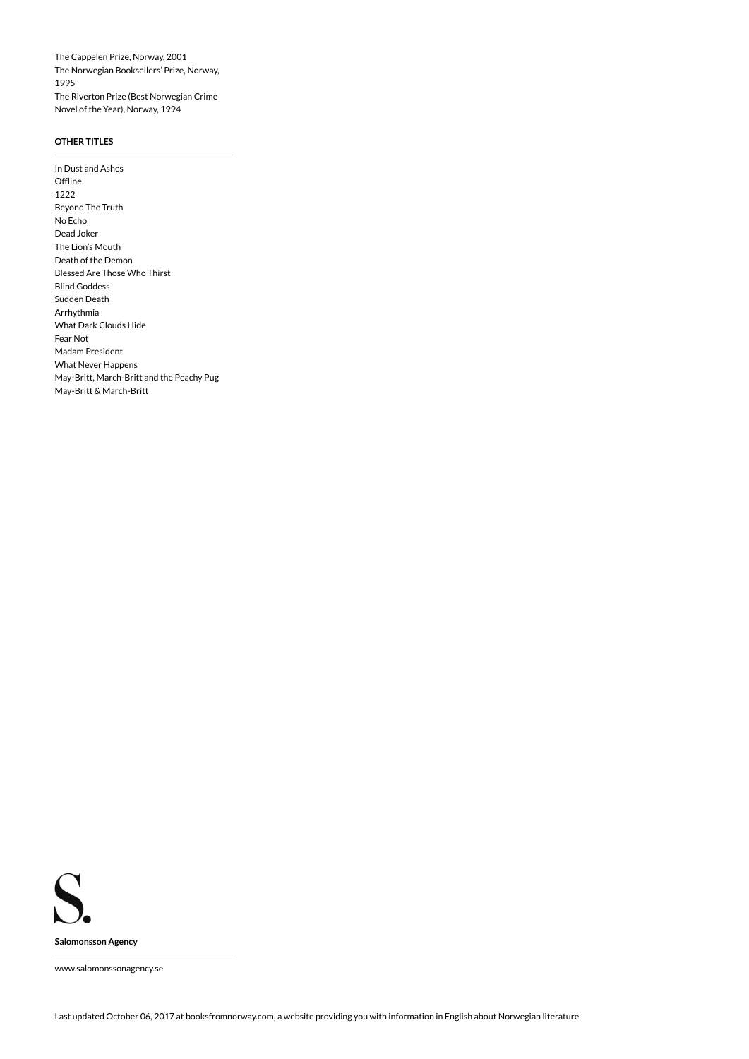The Cappelen Prize, Norway, 2001
The Norwegian Booksellers' Prize, Norway, 1995
The Riverton Prize (Best Norwegian Crime Novel of the Year), Norway, 1994

**OTHER TITLES**

In Dust and Ashes
Offline
1222
Beyond The Truth
No Echo
Dead Joker
The Lion's Mouth
Death of the Demon
Blessed Are Those Who Thirst
Blind Goddess
Sudden Death
Arrhythmia
What Dark Clouds Hide
Fear Not
Madam President
What Never Happens
May-Britt, March-Britt and the Peachy Pug
May-Britt & March-Britt

S.

**Salomonsson Agency**

www.salomonssonagency.se

Last updated October 06, 2017 at booksfromnorway.com, a website providing you with information in English about Norwegian literature.